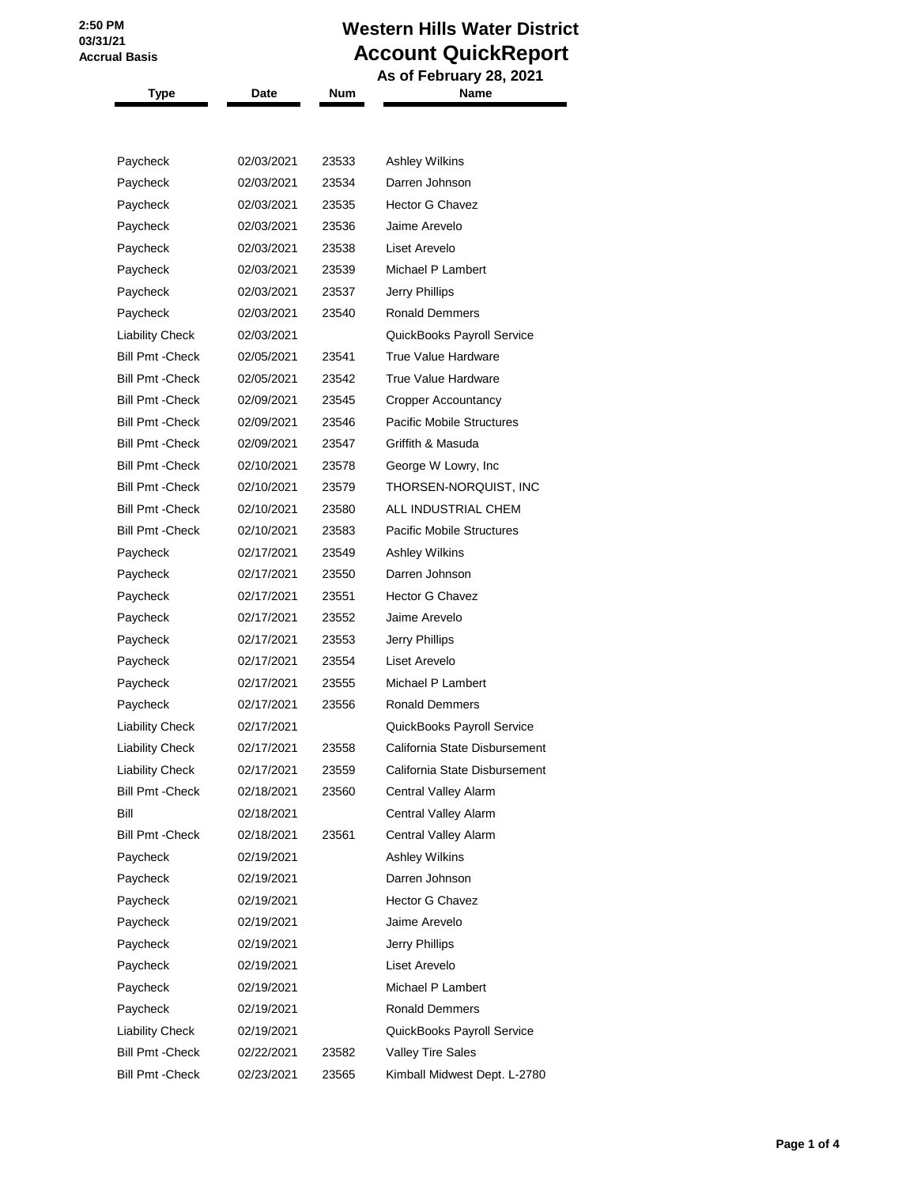2:50 PM
03/31/21
Accrual Basis

# Western Hills Water District
## Account QuickReport
### As of February 28, 2021

| Type | Date | Num | Name |
|---|---|---|---|
| Paycheck | 02/03/2021 | 23533 | Ashley Wilkins |
| Paycheck | 02/03/2021 | 23534 | Darren Johnson |
| Paycheck | 02/03/2021 | 23535 | Hector G Chavez |
| Paycheck | 02/03/2021 | 23536 | Jaime Arevelo |
| Paycheck | 02/03/2021 | 23538 | Liset Arevelo |
| Paycheck | 02/03/2021 | 23539 | Michael P Lambert |
| Paycheck | 02/03/2021 | 23537 | Jerry Phillips |
| Paycheck | 02/03/2021 | 23540 | Ronald Demmers |
| Liability Check | 02/03/2021 | | QuickBooks Payroll Service |
| Bill Pmt -Check | 02/05/2021 | 23541 | True Value Hardware |
| Bill Pmt -Check | 02/05/2021 | 23542 | True Value Hardware |
| Bill Pmt -Check | 02/09/2021 | 23545 | Cropper Accountancy |
| Bill Pmt -Check | 02/09/2021 | 23546 | Pacific Mobile Structures |
| Bill Pmt -Check | 02/09/2021 | 23547 | Griffith & Masuda |
| Bill Pmt -Check | 02/10/2021 | 23578 | George W Lowry, Inc |
| Bill Pmt -Check | 02/10/2021 | 23579 | THORSEN-NORQUIST, INC |
| Bill Pmt -Check | 02/10/2021 | 23580 | ALL INDUSTRIAL CHEM |
| Bill Pmt -Check | 02/10/2021 | 23583 | Pacific Mobile Structures |
| Paycheck | 02/17/2021 | 23549 | Ashley Wilkins |
| Paycheck | 02/17/2021 | 23550 | Darren Johnson |
| Paycheck | 02/17/2021 | 23551 | Hector G Chavez |
| Paycheck | 02/17/2021 | 23552 | Jaime Arevelo |
| Paycheck | 02/17/2021 | 23553 | Jerry Phillips |
| Paycheck | 02/17/2021 | 23554 | Liset Arevelo |
| Paycheck | 02/17/2021 | 23555 | Michael P Lambert |
| Paycheck | 02/17/2021 | 23556 | Ronald Demmers |
| Liability Check | 02/17/2021 | | QuickBooks Payroll Service |
| Liability Check | 02/17/2021 | 23558 | California State Disbursement |
| Liability Check | 02/17/2021 | 23559 | California State Disbursement |
| Bill Pmt -Check | 02/18/2021 | 23560 | Central Valley Alarm |
| Bill | 02/18/2021 | | Central Valley Alarm |
| Bill Pmt -Check | 02/18/2021 | 23561 | Central Valley Alarm |
| Paycheck | 02/19/2021 | | Ashley Wilkins |
| Paycheck | 02/19/2021 | | Darren Johnson |
| Paycheck | 02/19/2021 | | Hector G Chavez |
| Paycheck | 02/19/2021 | | Jaime Arevelo |
| Paycheck | 02/19/2021 | | Jerry Phillips |
| Paycheck | 02/19/2021 | | Liset Arevelo |
| Paycheck | 02/19/2021 | | Michael P Lambert |
| Paycheck | 02/19/2021 | | Ronald Demmers |
| Liability Check | 02/19/2021 | | QuickBooks Payroll Service |
| Bill Pmt -Check | 02/22/2021 | 23582 | Valley Tire Sales |
| Bill Pmt -Check | 02/23/2021 | 23565 | Kimball Midwest Dept. L-2780 |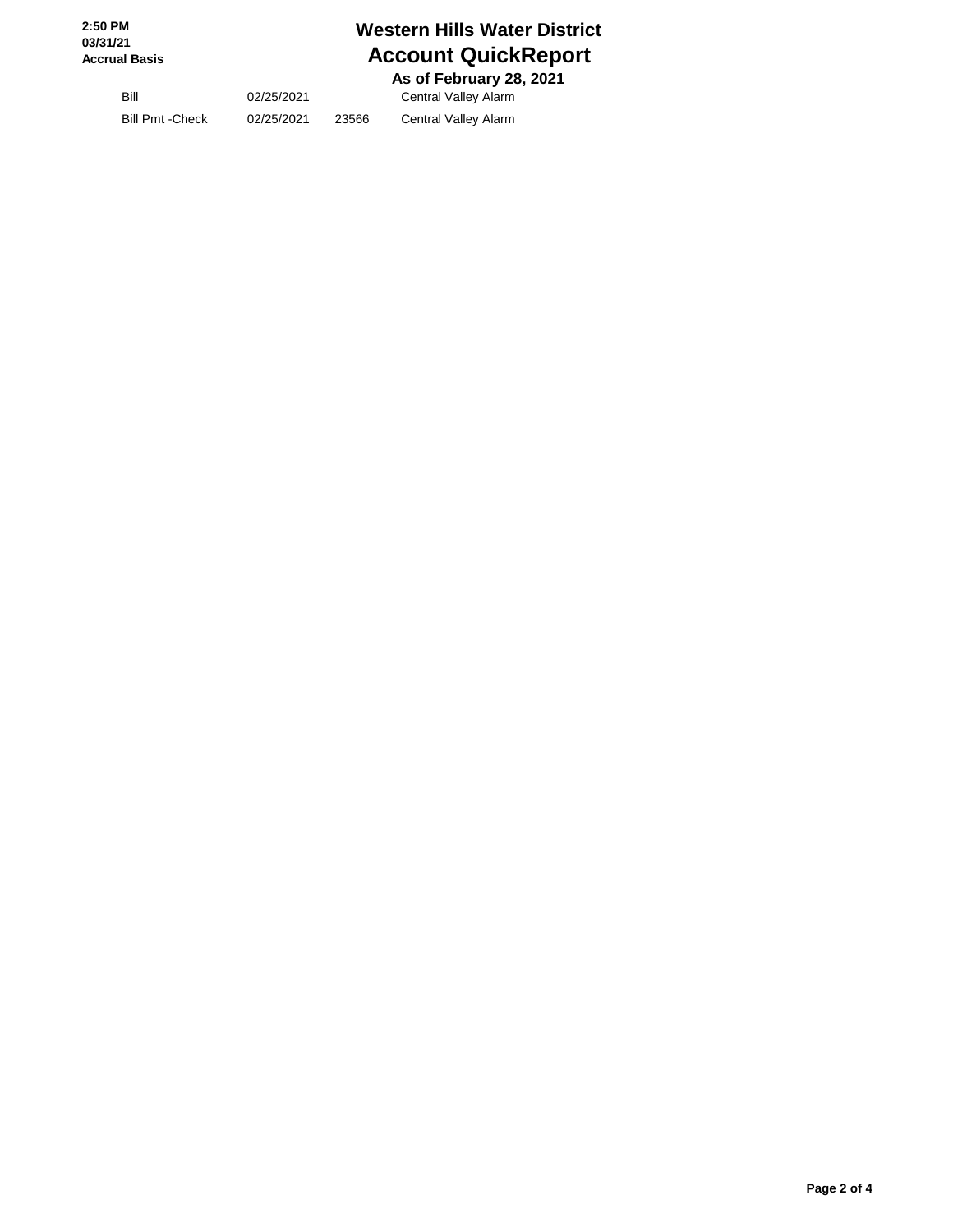# Western Hills Water District

## Account QuickReport

### As of February 28, 2021

| | | | |
|---|---|---|---|
| Bill | 02/25/2021 | | Central Valley Alarm |
| Bill Pmt -Check | 02/25/2021 | 23566 | Central Valley Alarm |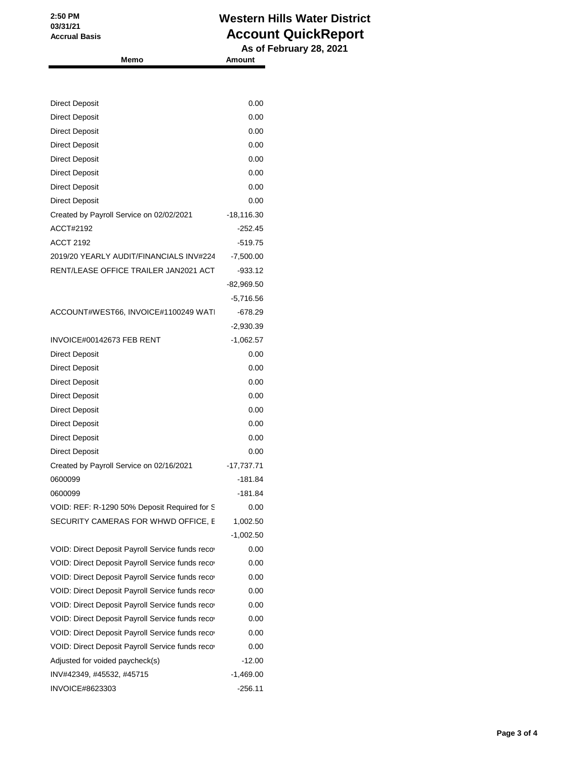# Western Hills Water District
## Account QuickReport
### As of February 28, 2021

2:50 PM
03/31/21
Accrual Basis

| Memo | Amount |
|---|---|
| Direct Deposit | 0.00 |
| Direct Deposit | 0.00 |
| Direct Deposit | 0.00 |
| Direct Deposit | 0.00 |
| Direct Deposit | 0.00 |
| Direct Deposit | 0.00 |
| Direct Deposit | 0.00 |
| Direct Deposit | 0.00 |
| Created by Payroll Service on 02/02/2021 | -18,116.30 |
| ACCT#2192 | -252.45 |
| ACCT 2192 | -519.75 |
| 2019/20 YEARLY AUDIT/FINANCIALS INV#224 | -7,500.00 |
| RENT/LEASE OFFICE TRAILER JAN2021 ACT | -933.12 |
| | -82,969.50 |
| | -5,716.56 |
| ACCOUNT#WEST66, INVOICE#1100249 WATI | -678.29 |
| | -2,930.39 |
| INVOICE#00142673 FEB RENT | -1,062.57 |
| Direct Deposit | 0.00 |
| Direct Deposit | 0.00 |
| Direct Deposit | 0.00 |
| Direct Deposit | 0.00 |
| Direct Deposit | 0.00 |
| Direct Deposit | 0.00 |
| Direct Deposit | 0.00 |
| Direct Deposit | 0.00 |
| Created by Payroll Service on 02/16/2021 | -17,737.71 |
| 0600099 | -181.84 |
| 0600099 | -181.84 |
| VOID: REF: R-1290 50% Deposit Required for S | 0.00 |
| SECURITY CAMERAS FOR WHWD OFFICE, E | 1,002.50 |
| | -1,002.50 |
| VOID: Direct Deposit Payroll Service funds reco | 0.00 |
| VOID: Direct Deposit Payroll Service funds reco | 0.00 |
| VOID: Direct Deposit Payroll Service funds reco | 0.00 |
| VOID: Direct Deposit Payroll Service funds reco | 0.00 |
| VOID: Direct Deposit Payroll Service funds reco | 0.00 |
| VOID: Direct Deposit Payroll Service funds reco | 0.00 |
| VOID: Direct Deposit Payroll Service funds reco | 0.00 |
| VOID: Direct Deposit Payroll Service funds reco | 0.00 |
| Adjusted for voided paycheck(s) | -12.00 |
| INV#42349, #45532, #45715 | -1,469.00 |
| INVOICE#8623303 | -256.11 |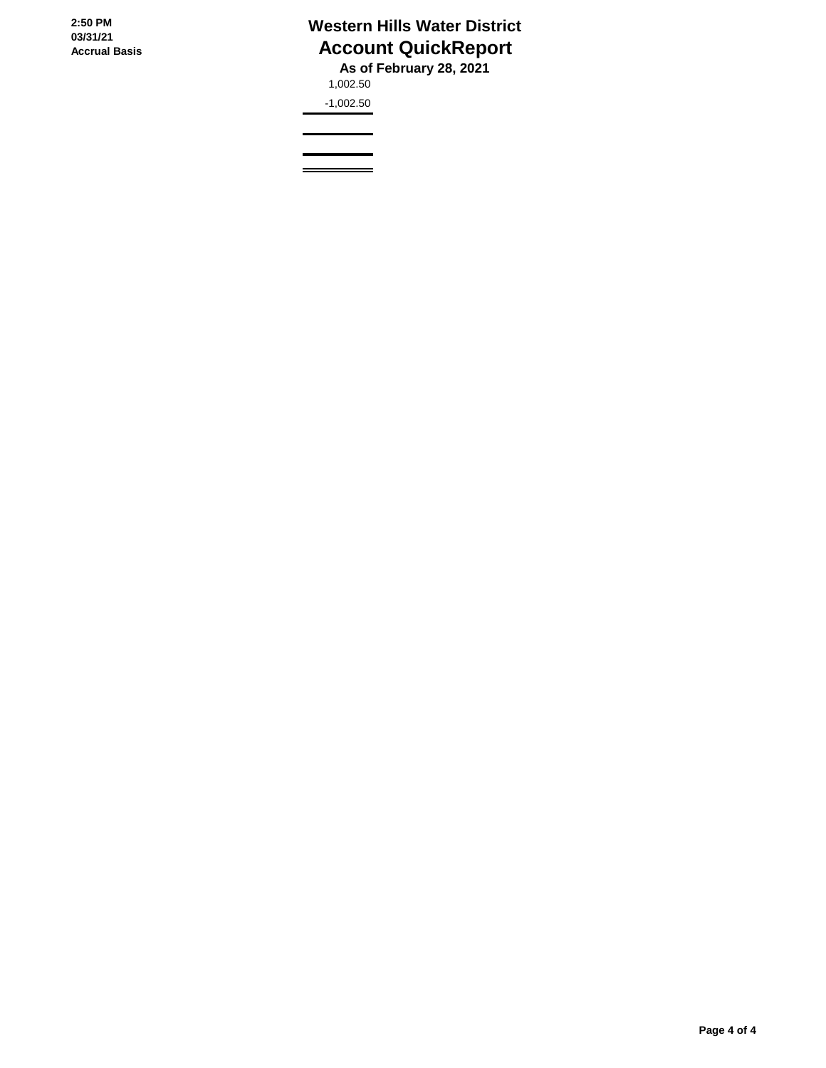# Western Hills Water District

## Account QuickReport

### As of February 28, 2021

| |
|---:|
| 1,002.50 |
| -1,002.50 |